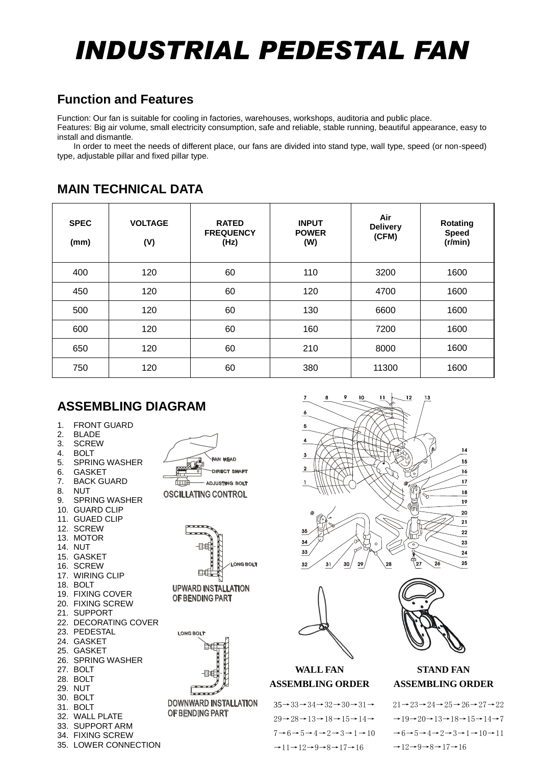# INDUSTRIAL PEDESTAL FAN

## Function and Features

Function: Our fan is suitable for cooling in factories, warehouses, workshops, auditoria and public place.
Features: Big air volume, small electricity consumption, safe and reliable, stable running, beautiful appearance, easy to install and dismantle.

In order to meet the needs of different place, our fans are divided into stand type, wall type, speed (or non-speed) type, adjustable pillar and fixed pillar type.

## MAIN TECHNICAL DATA

| SPEC (mm) | VOLTAGE (V) | RATED FREQUENCY (Hz) | INPUT POWER (W) | Air Delivery (CFM) | Rotating Speed (r/min) |
|---|---|---|---|---|---|
| 400 | 120 | 60 | 110 | 3200 | 1600 |
| 450 | 120 | 60 | 120 | 4700 | 1600 |
| 500 | 120 | 60 | 130 | 6600 | 1600 |
| 600 | 120 | 60 | 160 | 7200 | 1600 |
| 650 | 120 | 60 | 210 | 8000 | 1600 |
| 750 | 120 | 60 | 380 | 11300 | 1600 |

## ASSEMBLING DIAGRAM

1. FRONT GUARD
2. BLADE
3. SCREW
4. BOLT
5. SPRING WASHER
6. GASKET
7. BACK GUARD
8. NUT
9. SPRING WASHER
10. GUARD CLIP
11. GUAED CLIP
12. SCREW
13. MOTOR
14. NUT
15. GASKET
16. SCREW
17. WIRING CLIP
18. BOLT
19. FIXING COVER
20. FIXING SCREW
21. SUPPORT
22. DECORATING COVER
23. PEDESTAL
24. GASKET
25. GASKET
26. SPRING WASHER
27. BOLT
28. BOLT
29. NUT
30. BOLT
31. BOLT
32. WALL PLATE
33. SUPPORT ARM
34. FIXING SCREW
35. LOWER CONNECTION

FAN HEAD
DIRECT SHAFT
ADJUSTING BOLT
OSCILLATING CONTROL

LONG BOLT
UPWARD INSTALLATION OF BENDING PART

LONG BOLT
DOWNWARD INSTALLATION OF BENDING PART

**WALL FAN ASSEMBLING ORDER**

35→33→34→32→30→31→29→28→13→18→15→14→7→6→5→4→2→3→1→10→11→12→9→8→17→16

**STAND FAN ASSEMBLING ORDER**

21→23→24→25→26→27→22→19→20→13→18→15→14→7→6→5→4→2→3→1→10→11→12→9→8→17→16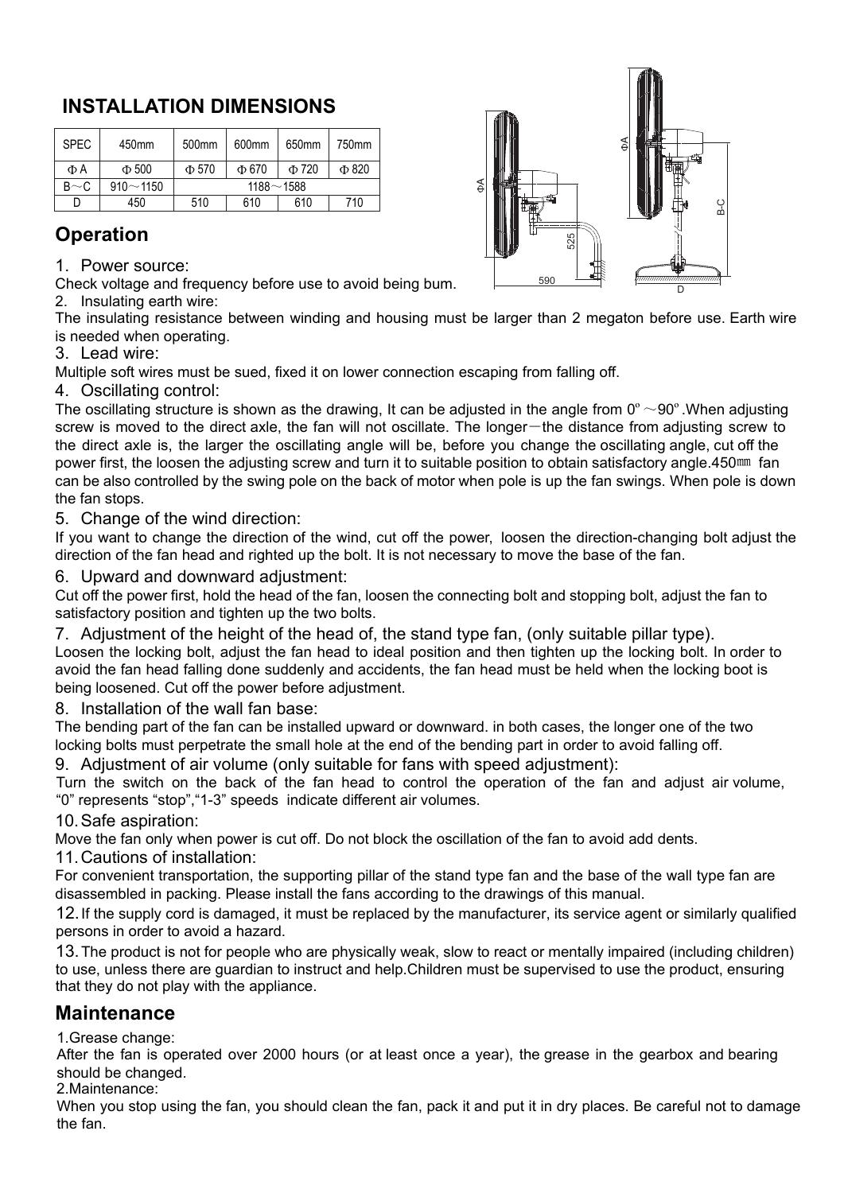## INSTALLATION DIMENSIONS

| SPEC | 450mm | 500mm | 600mm | 650mm | 750mm |
|---|---|---|---|---|---|
| Φ A | Φ 500 | Φ 570 | Φ 670 | Φ 720 | Φ 820 |
| B～C | 910～1150 | 1188～1588 | | | |
| D | 450 | 510 | 610 | 610 | 710 |

ΦA
525
590
ΦA
B-C
D

## Operation

1. Power source:

Check voltage and frequency before use to avoid being bum.

2. Insulating earth wire:

The insulating resistance between winding and housing must be larger than 2 megaton before use. Earth wire is needed when operating.

3. Lead wire:

Multiple soft wires must be sued, fixed it on lower connection escaping from falling off.

4. Oscillating control:

The oscillating structure is shown as the drawing, It can be adjusted in the angle from 0º～90º.When adjusting screw is moved to the direct axle, the fan will not oscillate. The longer－the distance from adjusting screw to the direct axle is, the larger the oscillating angle will be, before you change the oscillating angle, cut off the power first, the loosen the adjusting screw and turn it to suitable position to obtain satisfactory angle.450㎜ fan can be also controlled by the swing pole on the back of motor when pole is up the fan swings. When pole is down the fan stops.

5. Change of the wind direction:

If you want to change the direction of the wind, cut off the power, loosen the direction-changing bolt adjust the direction of the fan head and righted up the bolt. It is not necessary to move the base of the fan.

6. Upward and downward adjustment:

Cut off the power first, hold the head of the fan, loosen the connecting bolt and stopping bolt, adjust the fan to satisfactory position and tighten up the two bolts.

7. Adjustment of the height of the head of, the stand type fan, (only suitable pillar type).

Loosen the locking bolt, adjust the fan head to ideal position and then tighten up the locking bolt. In order to avoid the fan head falling done suddenly and accidents, the fan head must be held when the locking boot is being loosened. Cut off the power before adjustment.

8. Installation of the wall fan base:

The bending part of the fan can be installed upward or downward. in both cases, the longer one of the two locking bolts must perpetrate the small hole at the end of the bending part in order to avoid falling off.

9. Adjustment of air volume (only suitable for fans with speed adjustment):

Turn the switch on the back of the fan head to control the operation of the fan and adjust air volume, “0” represents “stop”,“1-3” speeds indicate different air volumes.

10. Safe aspiration:

Move the fan only when power is cut off. Do not block the oscillation of the fan to avoid add dents.

11. Cautions of installation:

For convenient transportation, the supporting pillar of the stand type fan and the base of the wall type fan are disassembled in packing. Please install the fans according to the drawings of this manual.

12. If the supply cord is damaged, it must be replaced by the manufacturer, its service agent or similarly qualified persons in order to avoid a hazard.

13. The product is not for people who are physically weak, slow to react or mentally impaired (including children) to use, unless there are guardian to instruct and help.Children must be supervised to use the product, ensuring that they do not play with the appliance.

## Maintenance

1.Grease change:

After the fan is operated over 2000 hours (or at least once a year), the grease in the gearbox and bearing should be changed.

2.Maintenance:

When you stop using the fan, you should clean the fan, pack it and put it in dry places. Be careful not to damage the fan.